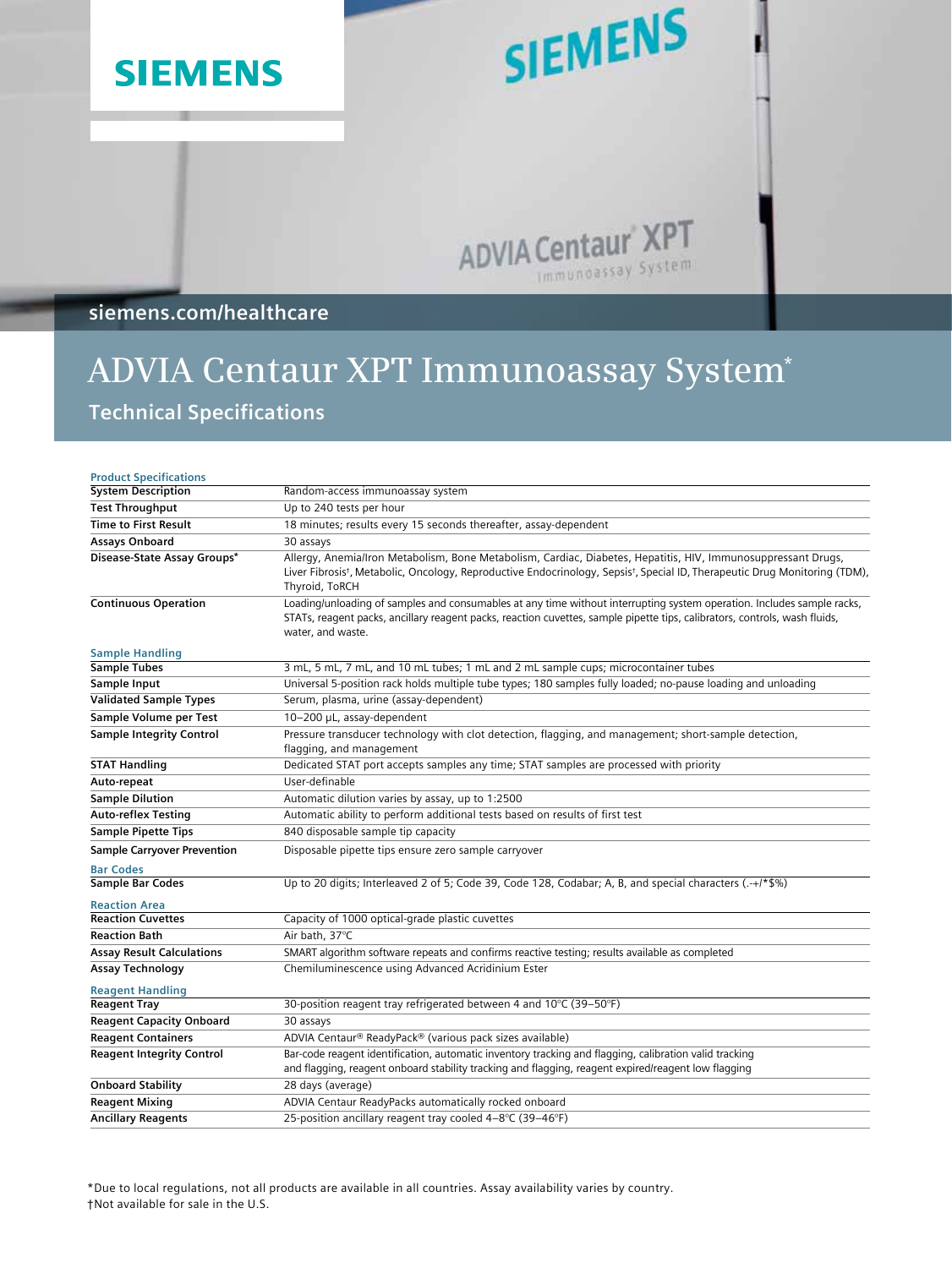SIEMENS

siemens.com/healthcare

# ADVIA Centaur XPT Immunoassay System*

## Technical Specifications

| Product Specifications | |
|---|---|
| **System Description** | Random-access immunoassay system |
| **Test Throughput** | Up to 240 tests per hour |
| **Time to First Result** | 18 minutes; results every 15 seconds thereafter, assay-dependent |
| **Assays Onboard** | 30 assays |
| **Disease-State Assay Groups*** | Allergy, Anemia/Iron Metabolism, Bone Metabolism, Cardiac, Diabetes, Hepatitis, HIV, Immunosuppressant Drugs, Liver Fibrosis†, Metabolic, Oncology, Reproductive Endocrinology, Sepsis†, Special ID, Therapeutic Drug Monitoring (TDM), Thyroid, ToRCH |
| **Continuous Operation** | Loading/unloading of samples and consumables at any time without interrupting system operation. Includes sample racks, STATs, reagent packs, ancillary reagent packs, reaction cuvettes, sample pipette tips, calibrators, controls, wash fluids, water, and waste. |

| Sample Handling | |
|---|---|
| **Sample Tubes** | 3 mL, 5 mL, 7 mL, and 10 mL tubes; 1 mL and 2 mL sample cups; microcontainer tubes |
| **Sample Input** | Universal 5-position rack holds multiple tube types; 180 samples fully loaded; no-pause loading and unloading |
| **Validated Sample Types** | Serum, plasma, urine (assay-dependent) |
| **Sample Volume per Test** | 10–200 µL, assay-dependent |
| **Sample Integrity Control** | Pressure transducer technology with clot detection, flagging, and management; short-sample detection, flagging, and management |
| **STAT Handling** | Dedicated STAT port accepts samples any time; STAT samples are processed with priority |
| **Auto-repeat** | User-definable |
| **Sample Dilution** | Automatic dilution varies by assay, up to 1:2500 |
| **Auto-reflex Testing** | Automatic ability to perform additional tests based on results of first test |
| **Sample Pipette Tips** | 840 disposable sample tip capacity |
| **Sample Carryover Prevention** | Disposable pipette tips ensure zero sample carryover |

| Bar Codes | |
|---|---|
| **Sample Bar Codes** | Up to 20 digits; Interleaved 2 of 5; Code 39, Code 128, Codabar; A, B, and special characters (.-+/*$%) |

| Reaction Area | |
|---|---|
| **Reaction Cuvettes** | Capacity of 1000 optical-grade plastic cuvettes |
| **Reaction Bath** | Air bath, 37°C |
| **Assay Result Calculations** | SMART algorithm software repeats and confirms reactive testing; results available as completed |
| **Assay Technology** | Chemiluminescence using Advanced Acridinium Ester |

| Reagent Handling | |
|---|---|
| **Reagent Tray** | 30-position reagent tray refrigerated between 4 and 10°C (39–50°F) |
| **Reagent Capacity Onboard** | 30 assays |
| **Reagent Containers** | ADVIA Centaur® ReadyPack® (various pack sizes available) |
| **Reagent Integrity Control** | Bar-code reagent identification, automatic inventory tracking and flagging, calibration valid tracking and flagging, reagent onboard stability tracking and flagging, reagent expired/reagent low flagging |
| **Onboard Stability** | 28 days (average) |
| **Reagent Mixing** | ADVIA Centaur ReadyPacks automatically rocked onboard |
| **Ancillary Reagents** | 25-position ancillary reagent tray cooled 4–8°C (39–46°F) |

*Due to local regulations, not all products are available in all countries. Assay availability varies by country.
†Not available for sale in the U.S.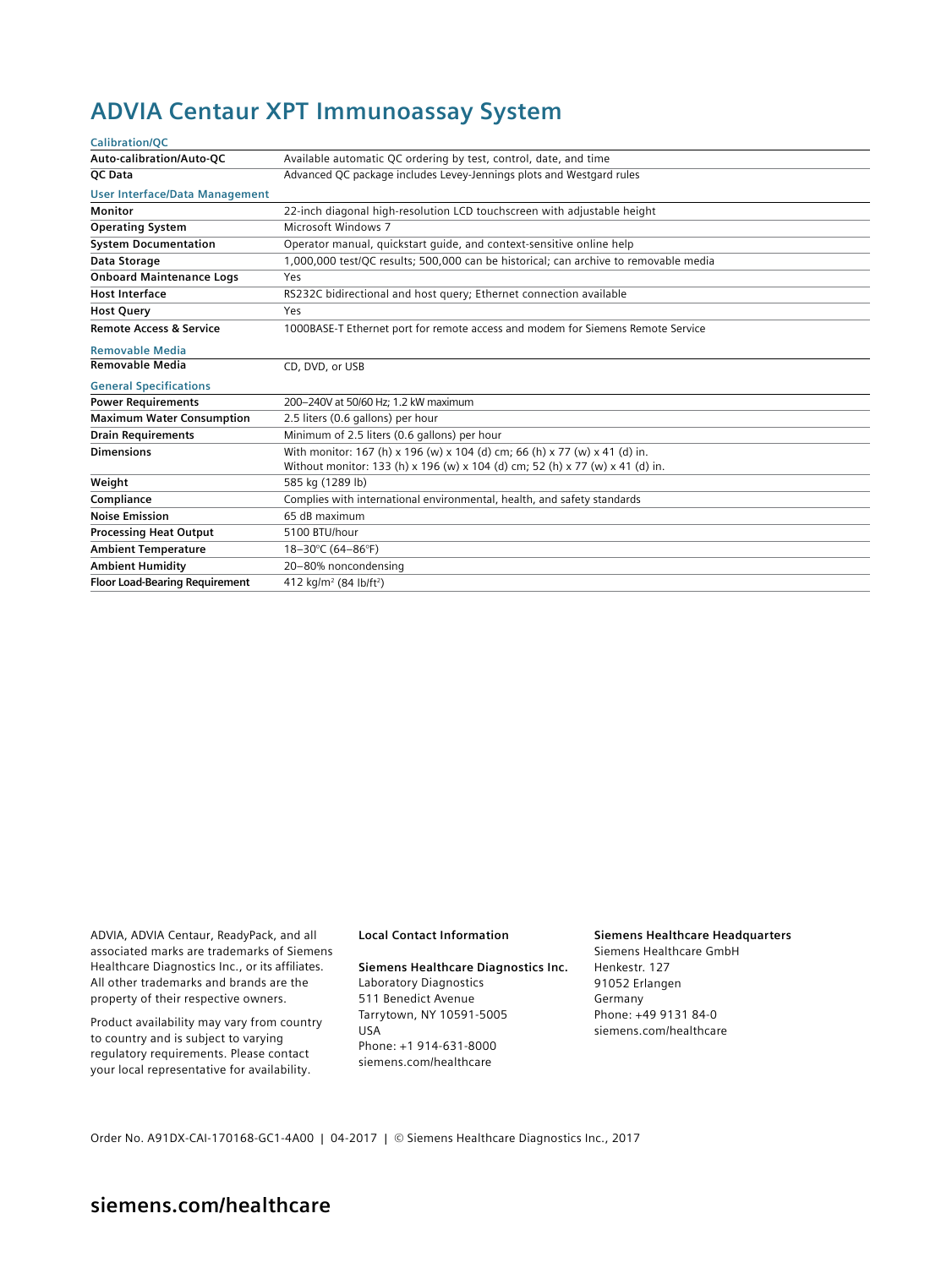# ADVIA Centaur XPT Immunoassay System

| | |
|---|---|
| **Calibration/QC** | |
| **Auto-calibration/Auto-QC** | Available automatic QC ordering by test, control, date, and time |
| **QC Data** | Advanced QC package includes Levey-Jennings plots and Westgard rules |
| **User Interface/Data Management** | |
| **Monitor** | 22-inch diagonal high-resolution LCD touchscreen with adjustable height |
| **Operating System** | Microsoft Windows 7 |
| **System Documentation** | Operator manual, quickstart guide, and context-sensitive online help |
| **Data Storage** | 1,000,000 test/QC results; 500,000 can be historical; can archive to removable media |
| **Onboard Maintenance Logs** | Yes |
| **Host Interface** | RS232C bidirectional and host query; Ethernet connection available |
| **Host Query** | Yes |
| **Remote Access & Service** | 1000BASE-T Ethernet port for remote access and modem for Siemens Remote Service |
| **Removable Media** | |
| **Removable Media** | CD, DVD, or USB |
| **General Specifications** | |
| **Power Requirements** | 200–240V at 50/60 Hz; 1.2 kW maximum |
| **Maximum Water Consumption** | 2.5 liters (0.6 gallons) per hour |
| **Drain Requirements** | Minimum of 2.5 liters (0.6 gallons) per hour |
| **Dimensions** | With monitor: 167 (h) x 196 (w) x 104 (d) cm; 66 (h) x 77 (w) x 41 (d) in.<br>Without monitor: 133 (h) x 196 (w) x 104 (d) cm; 52 (h) x 77 (w) x 41 (d) in. |
| **Weight** | 585 kg (1289 lb) |
| **Compliance** | Complies with international environmental, health, and safety standards |
| **Noise Emission** | 65 dB maximum |
| **Processing Heat Output** | 5100 BTU/hour |
| **Ambient Temperature** | 18–30°C (64–86°F) |
| **Ambient Humidity** | 20–80% noncondensing |
| **Floor Load-Bearing Requirement** | 412 kg/m² (84 lb/ft²) |

ADVIA, ADVIA Centaur, ReadyPack, and all associated marks are trademarks of Siemens Healthcare Diagnostics Inc., or its affiliates. All other trademarks and brands are the property of their respective owners.

Product availability may vary from country to country and is subject to varying regulatory requirements. Please contact your local representative for availability.

**Local Contact Information**

**Siemens Healthcare Diagnostics Inc.**
Laboratory Diagnostics
511 Benedict Avenue
Tarrytown, NY 10591-5005
USA
Phone: +1 914-631-8000
siemens.com/healthcare

**Siemens Healthcare Headquarters**
Siemens Healthcare GmbH
Henkestr. 127
91052 Erlangen
Germany
Phone: +49 9131 84-0
siemens.com/healthcare

Order No. A91DX-CAI-170168-GC1-4A00 | 04-2017 | © Siemens Healthcare Diagnostics Inc., 2017

**siemens.com/healthcare**